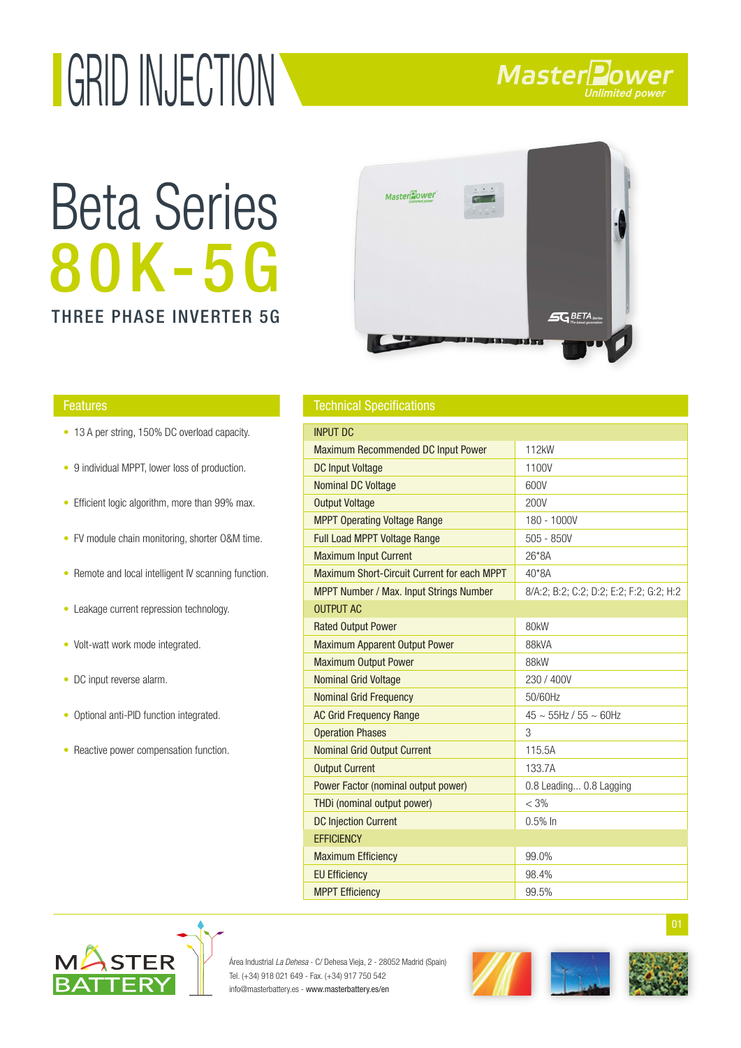# GRID INJECTION

MasterPower
*Unlimited power*

# Beta Series
# 80K-5G

## THREE PHASE INVERTER 5G

## Features

- 13 A per string, 150% DC overload capacity.
- 9 individual MPPT, lower loss of production.
- Efficient logic algorithm, more than 99% max.
- FV module chain monitoring, shorter O&M time.
- Remote and local intelligent IV scanning function.
- Leakage current repression technology.
- Volt-watt work mode integrated.
- DC input reverse alarm.
- Optional anti-PID function integrated.
- Reactive power compensation function.

## Technical Specifications

| INPUT DC | |
|---|---|
| Maximum Recommended DC Input Power | 112kW |
| DC Input Voltage | 1100V |
| Nominal DC Voltage | 600V |
| Output Voltage | 200V |
| MPPT Operating Voltage Range | 180 - 1000V |
| Full Load MPPT Voltage Range | 505 - 850V |
| Maximum Input Current | 26*8A |
| Maximum Short-Circuit Current for each MPPT | 40*8A |
| MPPT Number / Max. Input Strings Number | 8/A:2; B:2; C:2; D:2; E:2; F:2; G:2; H:2 |
| **OUTPUT AC** | |
| Rated Output Power | 80kW |
| Maximum Apparent Output Power | 88kVA |
| Maximum Output Power | 88kW |
| Nominal Grid Voltage | 230 / 400V |
| Nominal Grid Frequency | 50/60Hz |
| AC Grid Frequency Range | 45 ~ 55Hz / 55 ~ 60Hz |
| Operation Phases | 3 |
| Nominal Grid Output Current | 115.5A |
| Output Current | 133.7A |
| Power Factor (nominal output power) | 0.8 Leading... 0.8 Lagging |
| THDi (nominal output power) | < 3% |
| DC Injection Current | 0.5% In |
| **EFFICIENCY** | |
| Maximum Efficiency | 99.0% |
| EU Efficiency | 98.4% |
| MPPT Efficiency | 99.5% |

MASTER BATTERY

Área Industrial *La Dehesa* - C/ Dehesa Vieja, 2 - 28052 Madrid (Spain)
Tel. (+34) 918 021 649 - Fax. (+34) 917 750 542
info@masterbattery.es - www.masterbattery.es/en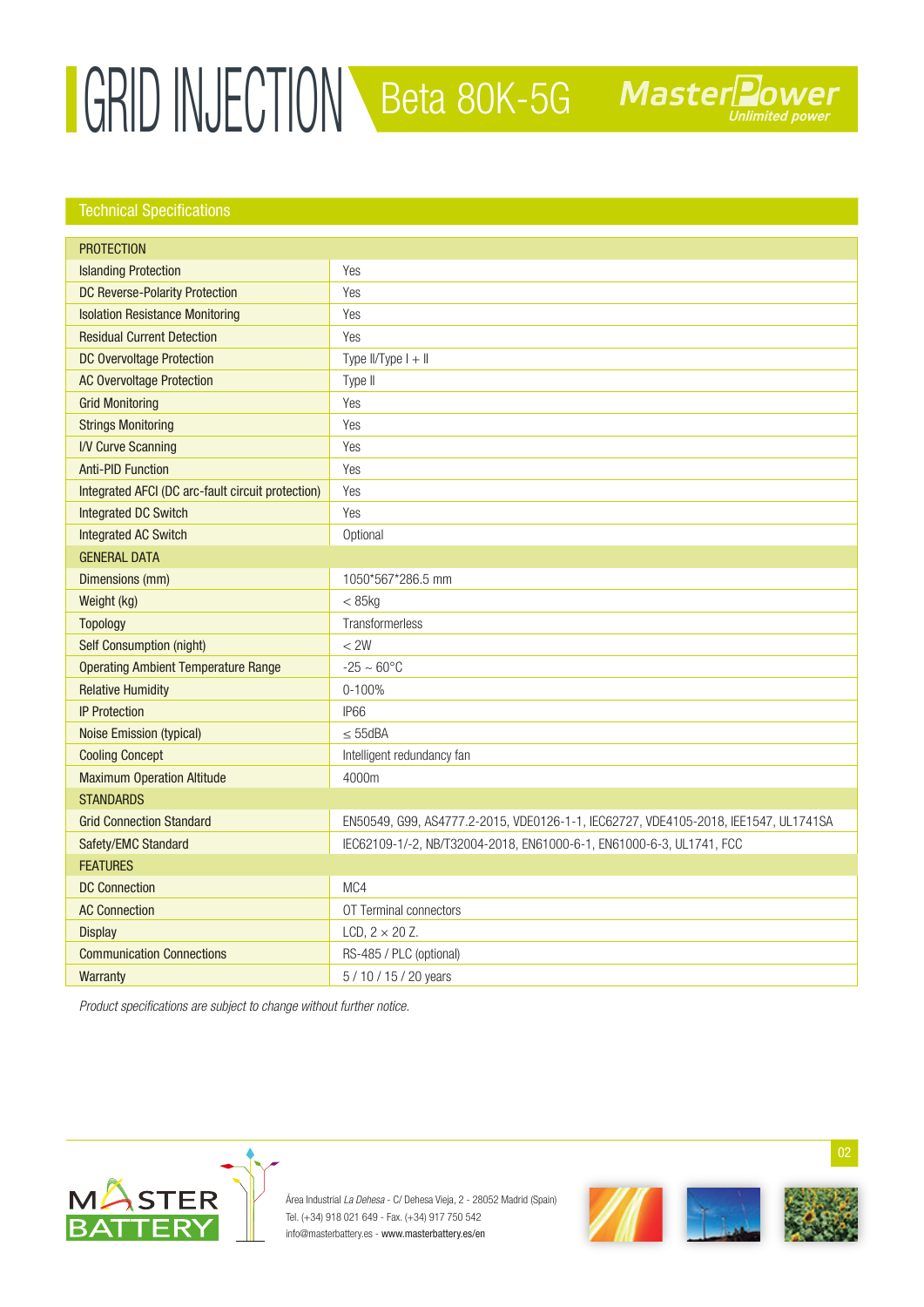# GRID INJECTION Beta 80K-5G

MasterPower *Unlimited power*

## Technical Specifications

| | |
|---|---|
| **PROTECTION** | |
| Islanding Protection | Yes |
| DC Reverse-Polarity Protection | Yes |
| Isolation Resistance Monitoring | Yes |
| Residual Current Detection | Yes |
| DC Overvoltage Protection | Type II/Type I + II |
| AC Overvoltage Protection | Type II |
| Grid Monitoring | Yes |
| Strings Monitoring | Yes |
| I/V Curve Scanning | Yes |
| Anti-PID Function | Yes |
| Integrated AFCI (DC arc-fault circuit protection) | Yes |
| Integrated DC Switch | Yes |
| Integrated AC Switch | Optional |
| **GENERAL DATA** | |
| Dimensions (mm) | 1050*567*286.5 mm |
| Weight (kg) | < 85kg |
| Topology | Transformerless |
| Self Consumption (night) | < 2W |
| Operating Ambient Temperature Range | -25 ~ 60°C |
| Relative Humidity | 0-100% |
| IP Protection | IP66 |
| Noise Emission (typical) | ≤ 55dBA |
| Cooling Concept | Intelligent redundancy fan |
| Maximum Operation Altitude | 4000m |
| **STANDARDS** | |
| Grid Connection Standard | EN50549, G99, AS4777.2-2015, VDE0126-1-1, IEC62727, VDE4105-2018, IEE1547, UL1741SA |
| Safety/EMC Standard | IEC62109-1/-2, NB/T32004-2018, EN61000-6-1, EN61000-6-3, UL1741, FCC |
| **FEATURES** | |
| DC Connection | MC4 |
| AC Connection | OT Terminal connectors |
| Display | LCD, 2 × 20 Z. |
| Communication Connections | RS-485 / PLC (optional) |
| Warranty | 5 / 10 / 15 / 20 years |

*Product specifications are subject to change without further notice.*

MASTER BATTERY

Área Industrial *La Dehesa* - C/ Dehesa Vieja, 2 - 28052 Madrid (Spain)
Tel. (+34) 918 021 649 - Fax. (+34) 917 750 542
info@masterbattery.es - www.masterbattery.es/en